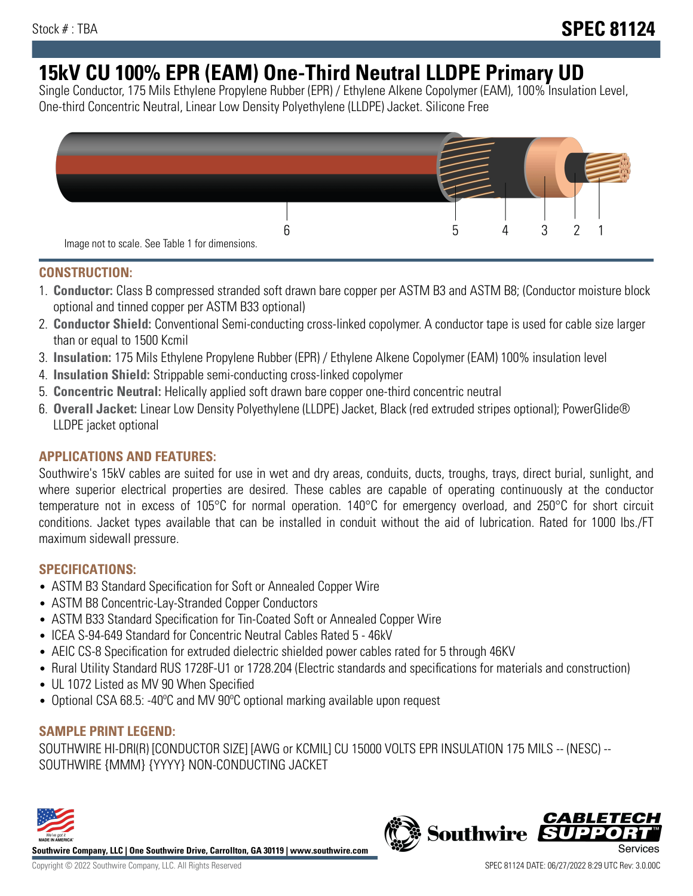Stock # : TBA

# SPEC 81124

# 15kV CU 100% EPR (EAM) One-Third Neutral LLDPE Primary UD

Single Conductor, 175 Mils Ethylene Propylene Rubber (EPR) / Ethylene Alkene Copolymer (EAM), 100% Insulation Level, One-third Concentric Neutral, Linear Low Density Polyethylene (LLDPE) Jacket. Silicone Free

6 5 4 3 2 1

Image not to scale. See Table 1 for dimensions.

## CONSTRUCTION:

1. **Conductor:** Class B compressed stranded soft drawn bare copper per ASTM B3 and ASTM B8; (Conductor moisture block optional and tinned copper per ASTM B33 optional)
2. **Conductor Shield:** Conventional Semi-conducting cross-linked copolymer. A conductor tape is used for cable size larger than or equal to 1500 Kcmil
3. **Insulation:** 175 Mils Ethylene Propylene Rubber (EPR) / Ethylene Alkene Copolymer (EAM) 100% insulation level
4. **Insulation Shield:** Strippable semi-conducting cross-linked copolymer
5. **Concentric Neutral:** Helically applied soft drawn bare copper one-third concentric neutral
6. **Overall Jacket:** Linear Low Density Polyethylene (LLDPE) Jacket, Black (red extruded stripes optional); PowerGlide® LLDPE jacket optional

## APPLICATIONS AND FEATURES:

Southwire's 15kV cables are suited for use in wet and dry areas, conduits, ducts, troughs, trays, direct burial, sunlight, and where superior electrical properties are desired. These cables are capable of operating continuously at the conductor temperature not in excess of 105°C for normal operation. 140°C for emergency overload, and 250°C for short circuit conditions. Jacket types available that can be installed in conduit without the aid of lubrication. Rated for 1000 lbs./FT maximum sidewall pressure.

## SPECIFICATIONS:

- ASTM B3 Standard Specification for Soft or Annealed Copper Wire
- ASTM B8 Concentric-Lay-Stranded Copper Conductors
- ASTM B33 Standard Specification for Tin-Coated Soft or Annealed Copper Wire
- ICEA S-94-649 Standard for Concentric Neutral Cables Rated 5 - 46kV
- AEIC CS-8 Specification for extruded dielectric shielded power cables rated for 5 through 46KV
- Rural Utility Standard RUS 1728F-U1 or 1728.204 (Electric standards and specifications for materials and construction)
- UL 1072 Listed as MV 90 When Specified
- Optional CSA 68.5: -40ºC and MV 90ºC optional marking available upon request

## SAMPLE PRINT LEGEND:

SOUTHWIRE HI-DRI(R) [CONDUCTOR SIZE] [AWG or KCMIL] CU 15000 VOLTS EPR INSULATION 175 MILS -- (NESC) -- SOUTHWIRE {MMM} {YYYY} NON-CONDUCTING JACKET

**Southwire Company, LLC | One Southwire Drive, Carrollton, GA 30119 | www.southwire.com**

Copyright © 2022 Southwire Company, LLC. All Rights Reserved

SPEC 81124 DATE: 06/27/2022 8:29 UTC Rev: 3.0.00C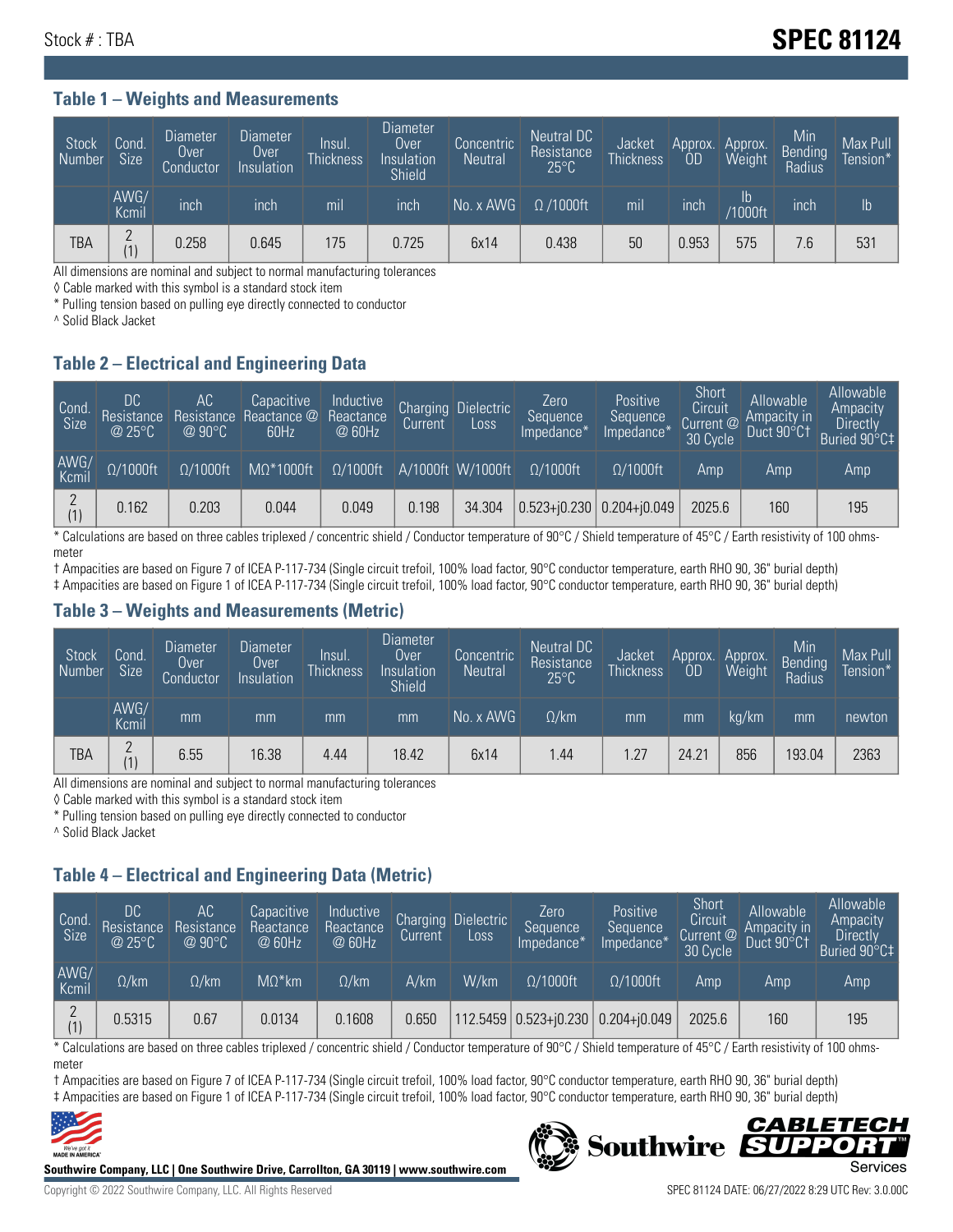Stock # : TBA

# SPEC 81124

## Table 1 – Weights and Measurements

| Stock Number | Cond. Size | Diameter Over Conductor | Diameter Over Insulation | Insul. Thickness | Diameter Over Insulation Shield | Concentric Neutral | Neutral DC Resistance 25°C | Jacket Thickness | Approx. OD | Approx. Weight | Min Bending Radius | Max Pull Tension* |
|---|---|---|---|---|---|---|---|---|---|---|---|---|
| | AWG/ Kcmil | inch | inch | mil | inch | No. x AWG | Ω /1000ft | mil | inch | lb /1000ft | inch | lb |
| TBA | 2 (1) | 0.258 | 0.645 | 175 | 0.725 | 6x14 | 0.438 | 50 | 0.953 | 575 | 7.6 | 531 |

All dimensions are nominal and subject to normal manufacturing tolerances
◊ Cable marked with this symbol is a standard stock item
* Pulling tension based on pulling eye directly connected to conductor
^ Solid Black Jacket

## Table 2 – Electrical and Engineering Data

| Cond. Size | DC Resistance @ 25°C | AC Resistance @ 90°C | Capacitive Reactance @ 60Hz | Inductive Reactance @ 60Hz | Charging Current | Dielectric Loss | Zero Sequence Impedance* | Positive Sequence Impedance* | Short Circuit Current @ 30 Cycle | Allowable Ampacity in Duct 90°C† | Allowable Ampacity Directly Buried 90°C‡ |
|---|---|---|---|---|---|---|---|---|---|---|---|
| AWG/ Kcmil | Ω/1000ft | Ω/1000ft | MΩ*1000ft | Ω/1000ft | A/1000ft | W/1000ft | Ω/1000ft | Ω/1000ft | Amp | Amp | Amp |
| 2 (1) | 0.162 | 0.203 | 0.044 | 0.049 | 0.198 | 34.304 | 0.523+j0.230 | 0.204+j0.049 | 2025.6 | 160 | 195 |

* Calculations are based on three cables triplexed / concentric shield / Conductor temperature of 90°C / Shield temperature of 45°C / Earth resistivity of 100 ohms-meter
† Ampacities are based on Figure 7 of ICEA P-117-734 (Single circuit trefoil, 100% load factor, 90°C conductor temperature, earth RHO 90, 36" burial depth)
‡ Ampacities are based on Figure 1 of ICEA P-117-734 (Single circuit trefoil, 100% load factor, 90°C conductor temperature, earth RHO 90, 36" burial depth)

## Table 3 – Weights and Measurements (Metric)

| Stock Number | Cond. Size | Diameter Over Conductor | Diameter Over Insulation | Insul. Thickness | Diameter Over Insulation Shield | Concentric Neutral | Neutral DC Resistance 25°C | Jacket Thickness | Approx. OD | Approx. Weight | Min Bending Radius | Max Pull Tension* |
|---|---|---|---|---|---|---|---|---|---|---|---|---|
| | AWG/ Kcmil | mm | mm | mm | mm | No. x AWG | Ω/km | mm | mm | kg/km | mm | newton |
| TBA | 2 (1) | 6.55 | 16.38 | 4.44 | 18.42 | 6x14 | 1.44 | 1.27 | 24.21 | 856 | 193.04 | 2363 |

All dimensions are nominal and subject to normal manufacturing tolerances
◊ Cable marked with this symbol is a standard stock item
* Pulling tension based on pulling eye directly connected to conductor
^ Solid Black Jacket

## Table 4 – Electrical and Engineering Data (Metric)

| Cond. Size | DC Resistance @ 25°C | AC Resistance @ 90°C | Capacitive Reactance @ 60Hz | Inductive Reactance @ 60Hz | Charging Current | Dielectric Loss | Zero Sequence Impedance* | Positive Sequence Impedance* | Short Circuit Current @ 30 Cycle | Allowable Ampacity in Duct 90°C† | Allowable Ampacity Directly Buried 90°C‡ |
|---|---|---|---|---|---|---|---|---|---|---|---|
| AWG/ Kcmil | Ω/km | Ω/km | MΩ*km | Ω/km | A/km | W/km | Ω/1000ft | Ω/1000ft | Amp | Amp | Amp |
| 2 (1) | 0.5315 | 0.67 | 0.0134 | 0.1608 | 0.650 | 112.5459 | 0.523+j0.230 | 0.204+j0.049 | 2025.6 | 160 | 195 |

* Calculations are based on three cables triplexed / concentric shield / Conductor temperature of 90°C / Shield temperature of 45°C / Earth resistivity of 100 ohms-meter
† Ampacities are based on Figure 7 of ICEA P-117-734 (Single circuit trefoil, 100% load factor, 90°C conductor temperature, earth RHO 90, 36" burial depth)
‡ Ampacities are based on Figure 1 of ICEA P-117-734 (Single circuit trefoil, 100% load factor, 90°C conductor temperature, earth RHO 90, 36" burial depth)

Southwire Company, LLC | One Southwire Drive, Carrollton, GA 30119 | www.southwire.com

Copyright © 2022 Southwire Company, LLC. All Rights Reserved

SPEC 81124 DATE: 06/27/2022 8:29 UTC Rev: 3.0.00C